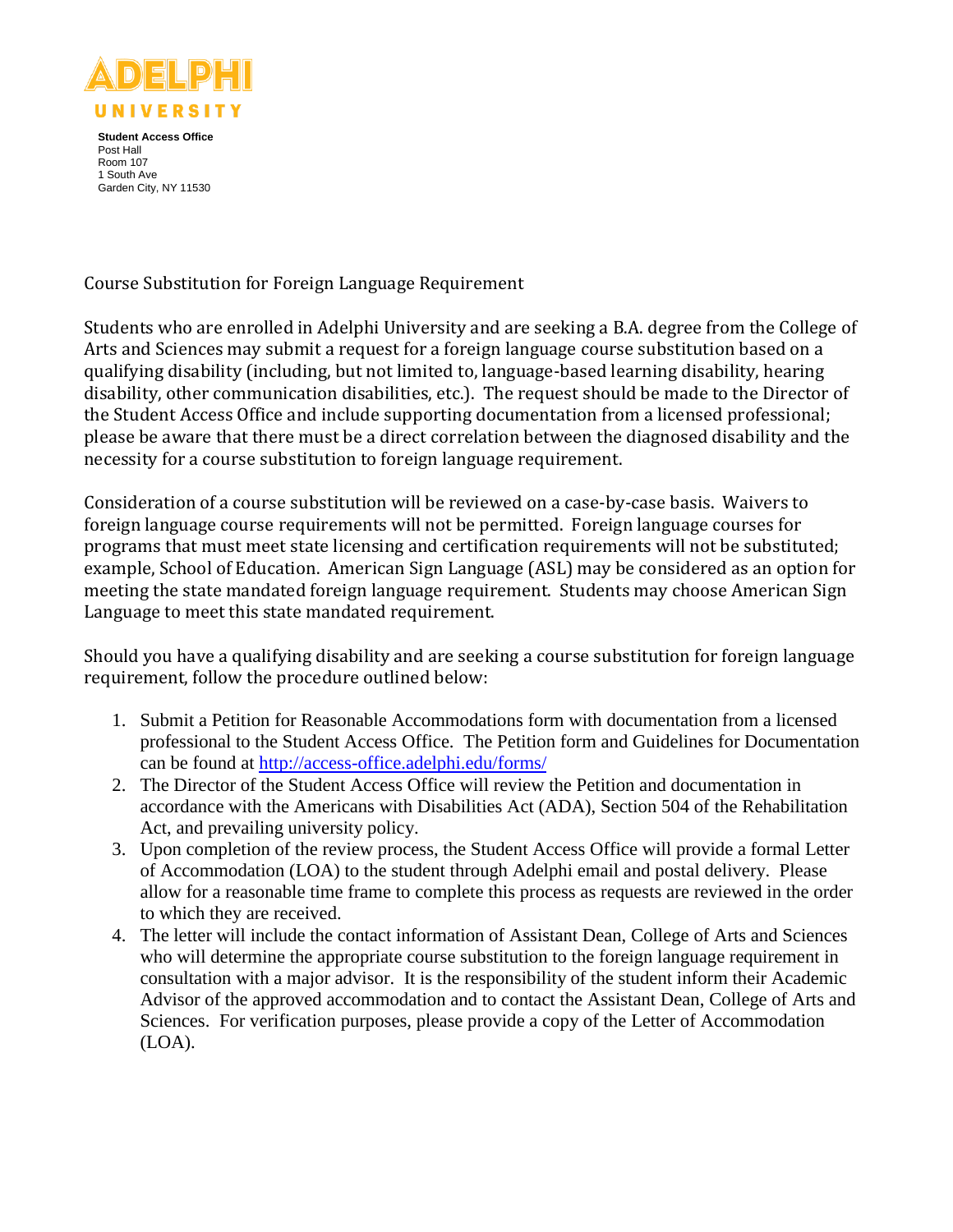ADELPHI UNIVERSITY

**Student Access Office**
Post Hall
Room 107
1 South Ave
Garden City, NY 11530

Course Substitution for Foreign Language Requirement

Students who are enrolled in Adelphi University and are seeking a B.A. degree from the College of Arts and Sciences may submit a request for a foreign language course substitution based on a qualifying disability (including, but not limited to, language-based learning disability, hearing disability, other communication disabilities, etc.). The request should be made to the Director of the Student Access Office and include supporting documentation from a licensed professional; please be aware that there must be a direct correlation between the diagnosed disability and the necessity for a course substitution to foreign language requirement.

Consideration of a course substitution will be reviewed on a case-by-case basis. Waivers to foreign language course requirements will not be permitted. Foreign language courses for programs that must meet state licensing and certification requirements will not be substituted; example, School of Education. American Sign Language (ASL) may be considered as an option for meeting the state mandated foreign language requirement. Students may choose American Sign Language to meet this state mandated requirement.

Should you have a qualifying disability and are seeking a course substitution for foreign language requirement, follow the procedure outlined below:

1. Submit a Petition for Reasonable Accommodations form with documentation from a licensed professional to the Student Access Office. The Petition form and Guidelines for Documentation can be found at [http://access-office.adelphi.edu/forms/](http://access-office.adelphi.edu/forms/)
2. The Director of the Student Access Office will review the Petition and documentation in accordance with the Americans with Disabilities Act (ADA), Section 504 of the Rehabilitation Act, and prevailing university policy.
3. Upon completion of the review process, the Student Access Office will provide a formal Letter of Accommodation (LOA) to the student through Adelphi email and postal delivery. Please allow for a reasonable time frame to complete this process as requests are reviewed in the order to which they are received.
4. The letter will include the contact information of Assistant Dean, College of Arts and Sciences who will determine the appropriate course substitution to the foreign language requirement in consultation with a major advisor. It is the responsibility of the student inform their Academic Advisor of the approved accommodation and to contact the Assistant Dean, College of Arts and Sciences. For verification purposes, please provide a copy of the Letter of Accommodation (LOA).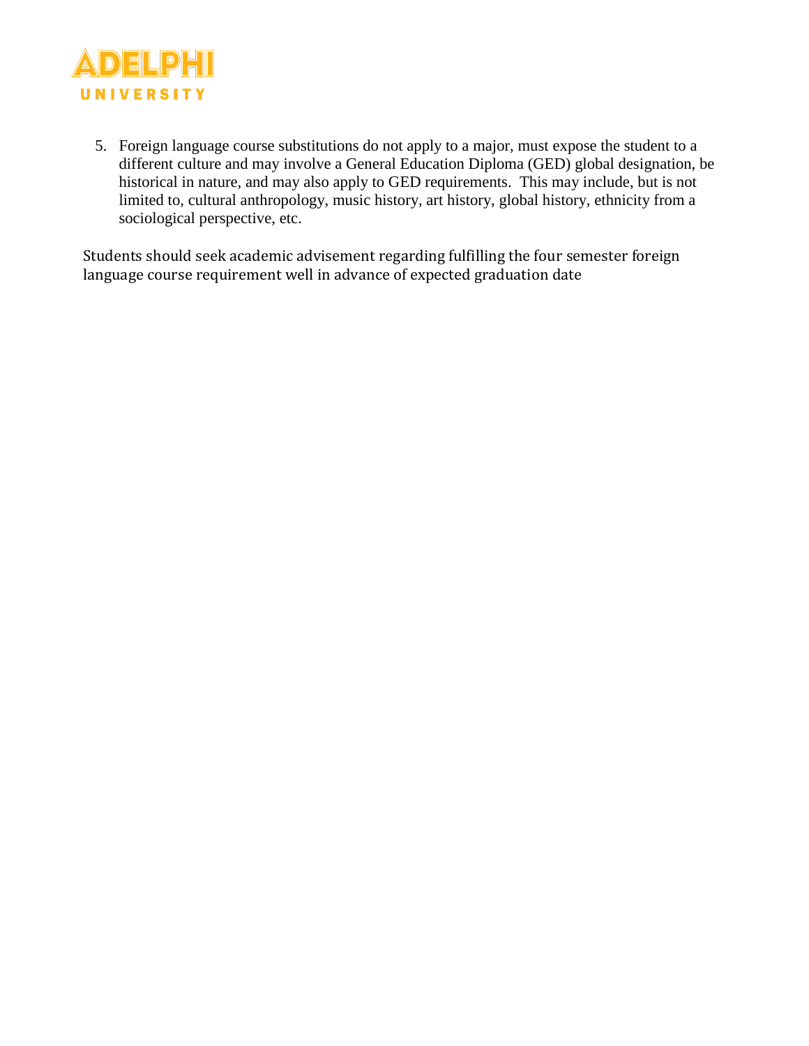5. Foreign language course substitutions do not apply to a major, must expose the student to a different culture and may involve a General Education Diploma (GED) global designation, be historical in nature, and may also apply to GED requirements. This may include, but is not limited to, cultural anthropology, music history, art history, global history, ethnicity from a sociological perspective, etc.

Students should seek academic advisement regarding fulfilling the four semester foreign language course requirement well in advance of expected graduation date